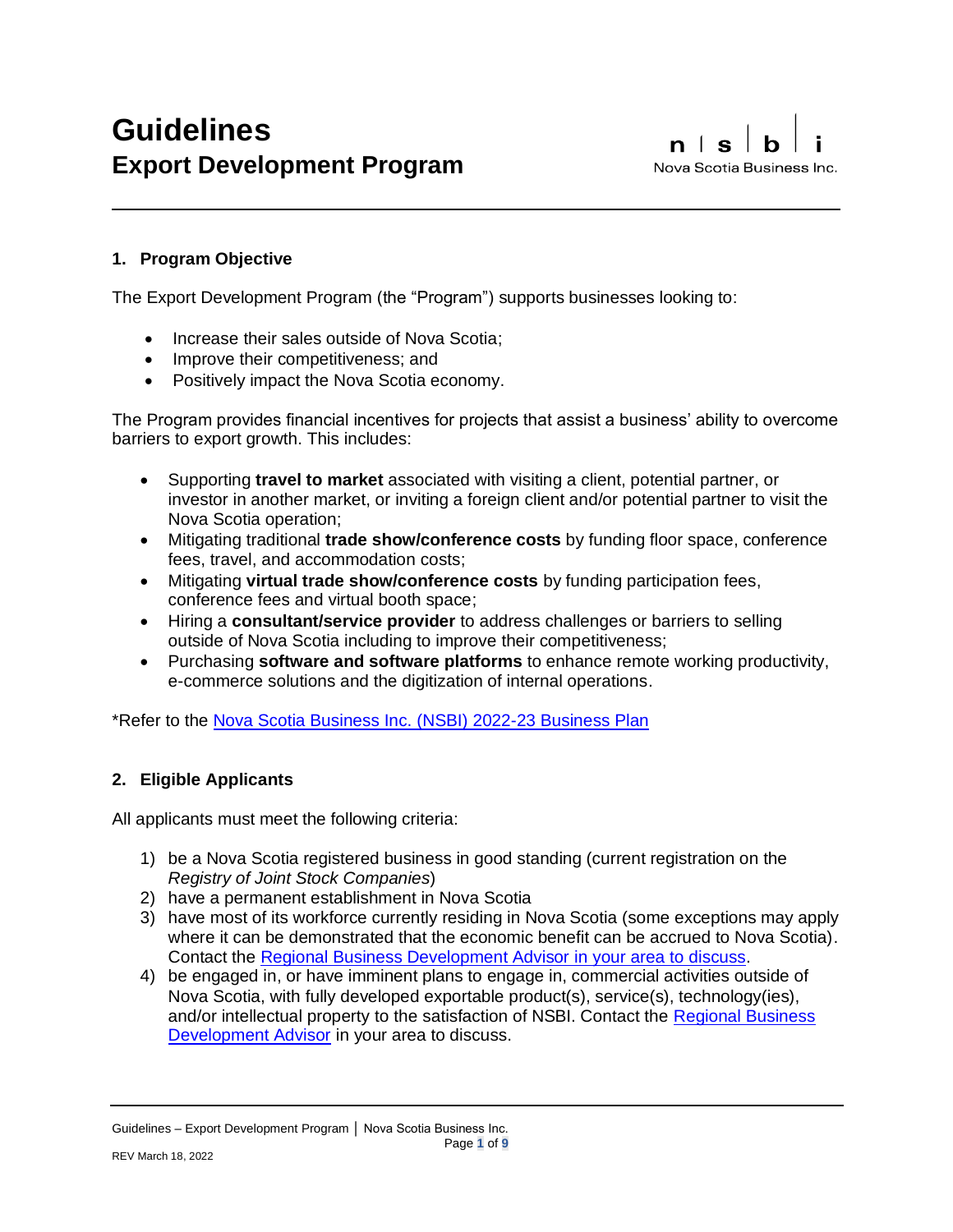# Guidelines

## Export Development Program

n | s | b | i
Nova Scotia Business Inc.

### 1. Program Objective

The Export Development Program (the "Program") supports businesses looking to:

- Increase their sales outside of Nova Scotia;
- Improve their competitiveness; and
- Positively impact the Nova Scotia economy.

The Program provides financial incentives for projects that assist a business' ability to overcome barriers to export growth. This includes:

- Supporting **travel to market** associated with visiting a client, potential partner, or investor in another market, or inviting a foreign client and/or potential partner to visit the Nova Scotia operation;
- Mitigating traditional **trade show/conference costs** by funding floor space, conference fees, travel, and accommodation costs;
- Mitigating **virtual trade show/conference costs** by funding participation fees, conference fees and virtual booth space;
- Hiring a **consultant/service provider** to address challenges or barriers to selling outside of Nova Scotia including to improve their competitiveness;
- Purchasing **software and software platforms** to enhance remote working productivity, e-commerce solutions and the digitization of internal operations.

*Refer to the Nova Scotia Business Inc. (NSBI) 2022-23 Business Plan

### 2. Eligible Applicants

All applicants must meet the following criteria:

1) be a Nova Scotia registered business in good standing (current registration on the *Registry of Joint Stock Companies*)
2) have a permanent establishment in Nova Scotia
3) have most of its workforce currently residing in Nova Scotia (some exceptions may apply where it can be demonstrated that the economic benefit can be accrued to Nova Scotia). Contact the Regional Business Development Advisor in your area to discuss.
4) be engaged in, or have imminent plans to engage in, commercial activities outside of Nova Scotia, with fully developed exportable product(s), service(s), technology(ies), and/or intellectual property to the satisfaction of NSBI. Contact the Regional Business Development Advisor in your area to discuss.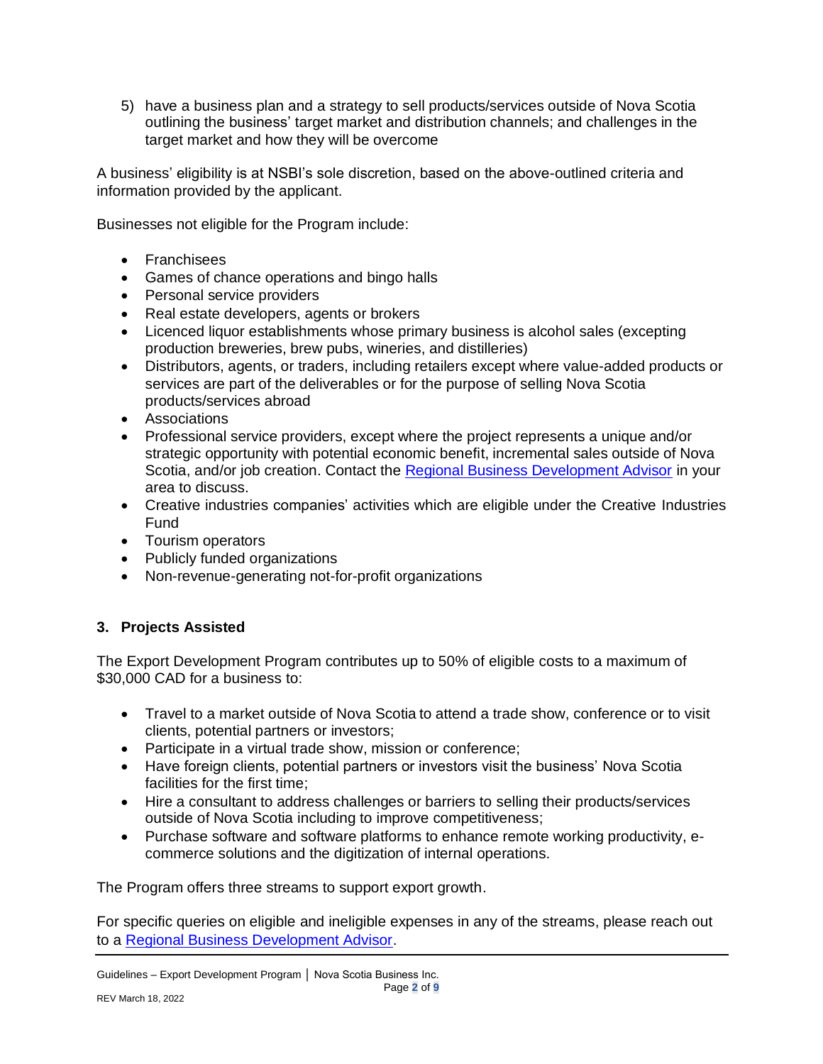5) have a business plan and a strategy to sell products/services outside of Nova Scotia outlining the business' target market and distribution channels; and challenges in the target market and how they will be overcome

A business' eligibility is at NSBI's sole discretion, based on the above-outlined criteria and information provided by the applicant.

Businesses not eligible for the Program include:

- Franchisees
- Games of chance operations and bingo halls
- Personal service providers
- Real estate developers, agents or brokers
- Licenced liquor establishments whose primary business is alcohol sales (excepting production breweries, brew pubs, wineries, and distilleries)
- Distributors, agents, or traders, including retailers except where value-added products or services are part of the deliverables or for the purpose of selling Nova Scotia products/services abroad
- Associations
- Professional service providers, except where the project represents a unique and/or strategic opportunity with potential economic benefit, incremental sales outside of Nova Scotia, and/or job creation. Contact the [Regional Business Development Advisor] in your area to discuss.
- Creative industries companies' activities which are eligible under the Creative Industries Fund
- Tourism operators
- Publicly funded organizations
- Non-revenue-generating not-for-profit organizations

## 3. Projects Assisted

The Export Development Program contributes up to 50% of eligible costs to a maximum of $30,000 CAD for a business to:

- Travel to a market outside of Nova Scotia to attend a trade show, conference or to visit clients, potential partners or investors;
- Participate in a virtual trade show, mission or conference;
- Have foreign clients, potential partners or investors visit the business' Nova Scotia facilities for the first time;
- Hire a consultant to address challenges or barriers to selling their products/services outside of Nova Scotia including to improve competitiveness;
- Purchase software and software platforms to enhance remote working productivity, e-commerce solutions and the digitization of internal operations.

The Program offers three streams to support export growth.

For specific queries on eligible and ineligible expenses in any of the streams, please reach out to a [Regional Business Development Advisor].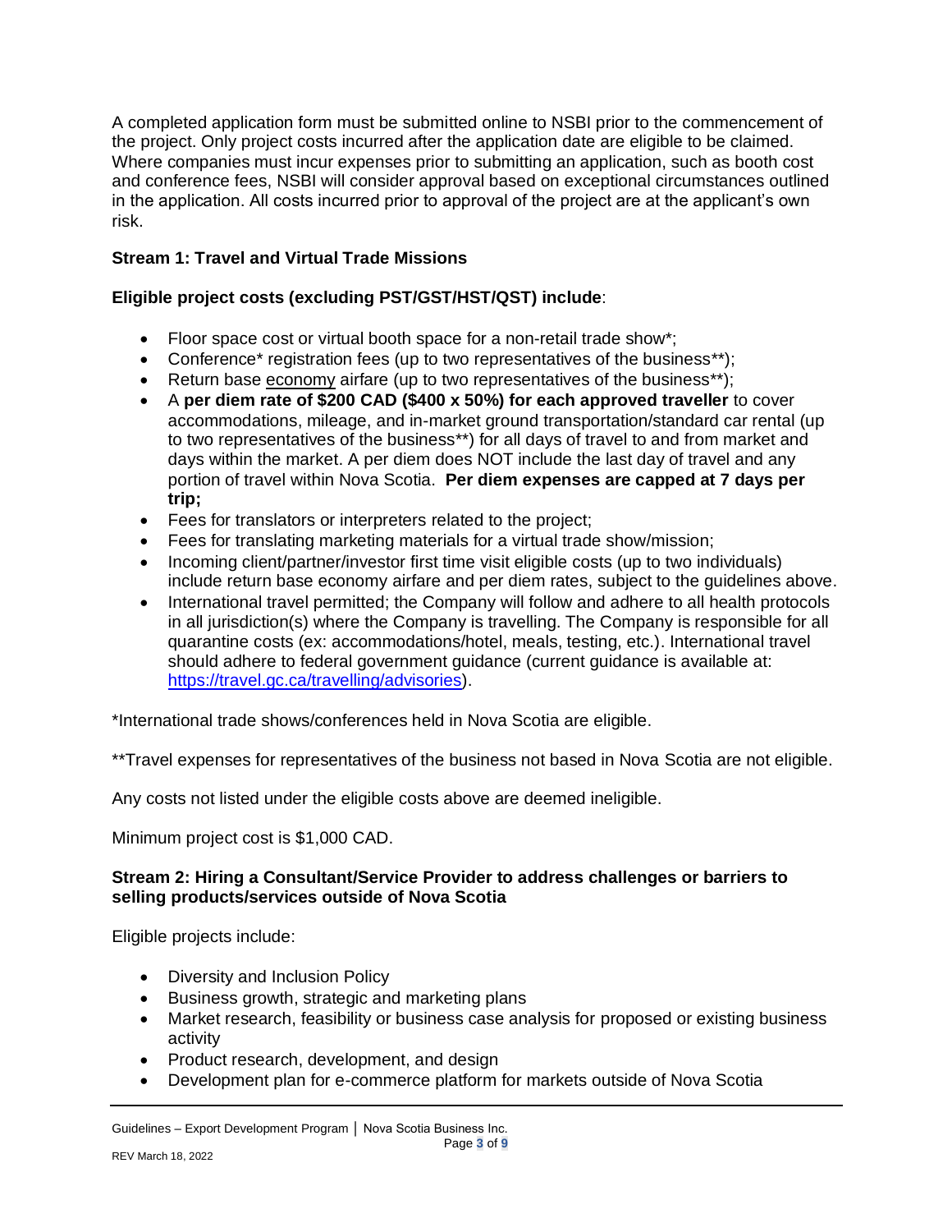A completed application form must be submitted online to NSBI prior to the commencement of the project. Only project costs incurred after the application date are eligible to be claimed. Where companies must incur expenses prior to submitting an application, such as booth cost and conference fees, NSBI will consider approval based on exceptional circumstances outlined in the application. All costs incurred prior to approval of the project are at the applicant's own risk.

**Stream 1: Travel and Virtual Trade Missions**

**Eligible project costs (excluding PST/GST/HST/QST) include**:

- Floor space cost or virtual booth space for a non-retail trade show*;
- Conference* registration fees (up to two representatives of the business**);
- Return base economy airfare (up to two representatives of the business**);
- A **per diem rate of $200 CAD ($400 x 50%) for each approved traveller** to cover accommodations, mileage, and in-market ground transportation/standard car rental (up to two representatives of the business**) for all days of travel to and from market and days within the market. A per diem does NOT include the last day of travel and any portion of travel within Nova Scotia. **Per diem expenses are capped at 7 days per trip;**
- Fees for translators or interpreters related to the project;
- Fees for translating marketing materials for a virtual trade show/mission;
- Incoming client/partner/investor first time visit eligible costs (up to two individuals) include return base economy airfare and per diem rates, subject to the guidelines above.
- International travel permitted; the Company will follow and adhere to all health protocols in all jurisdiction(s) where the Company is travelling. The Company is responsible for all quarantine costs (ex: accommodations/hotel, meals, testing, etc.). International travel should adhere to federal government guidance (current guidance is available at: https://travel.gc.ca/travelling/advisories).

*International trade shows/conferences held in Nova Scotia are eligible.

**Travel expenses for representatives of the business not based in Nova Scotia are not eligible.

Any costs not listed under the eligible costs above are deemed ineligible.

Minimum project cost is $1,000 CAD.

**Stream 2: Hiring a Consultant/Service Provider to address challenges or barriers to selling products/services outside of Nova Scotia**

Eligible projects include:

- Diversity and Inclusion Policy
- Business growth, strategic and marketing plans
- Market research, feasibility or business case analysis for proposed or existing business activity
- Product research, development, and design
- Development plan for e-commerce platform for markets outside of Nova Scotia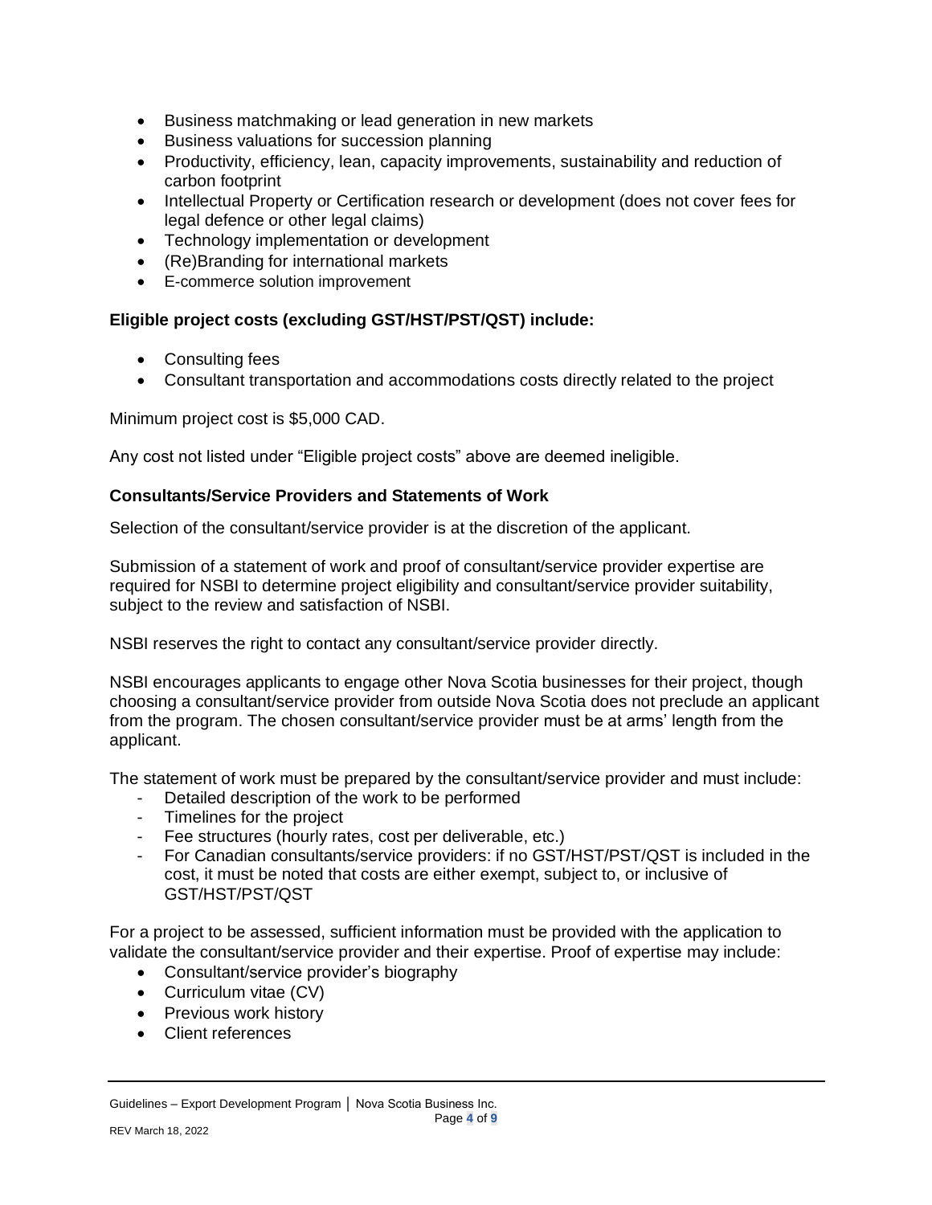- Business matchmaking or lead generation in new markets
- Business valuations for succession planning
- Productivity, efficiency, lean, capacity improvements, sustainability and reduction of carbon footprint
- Intellectual Property or Certification research or development (does not cover fees for legal defence or other legal claims)
- Technology implementation or development
- (Re)Branding for international markets
- E-commerce solution improvement

**Eligible project costs (excluding GST/HST/PST/QST) include:**

- Consulting fees
- Consultant transportation and accommodations costs directly related to the project

Minimum project cost is $5,000 CAD.

Any cost not listed under "Eligible project costs" above are deemed ineligible.

**Consultants/Service Providers and Statements of Work**

Selection of the consultant/service provider is at the discretion of the applicant.

Submission of a statement of work and proof of consultant/service provider expertise are required for NSBI to determine project eligibility and consultant/service provider suitability, subject to the review and satisfaction of NSBI.

NSBI reserves the right to contact any consultant/service provider directly.

NSBI encourages applicants to engage other Nova Scotia businesses for their project, though choosing a consultant/service provider from outside Nova Scotia does not preclude an applicant from the program. The chosen consultant/service provider must be at arms' length from the applicant.

The statement of work must be prepared by the consultant/service provider and must include:

- Detailed description of the work to be performed
- Timelines for the project
- Fee structures (hourly rates, cost per deliverable, etc.)
- For Canadian consultants/service providers: if no GST/HST/PST/QST is included in the cost, it must be noted that costs are either exempt, subject to, or inclusive of GST/HST/PST/QST

For a project to be assessed, sufficient information must be provided with the application to validate the consultant/service provider and their expertise. Proof of expertise may include:

- Consultant/service provider's biography
- Curriculum vitae (CV)
- Previous work history
- Client references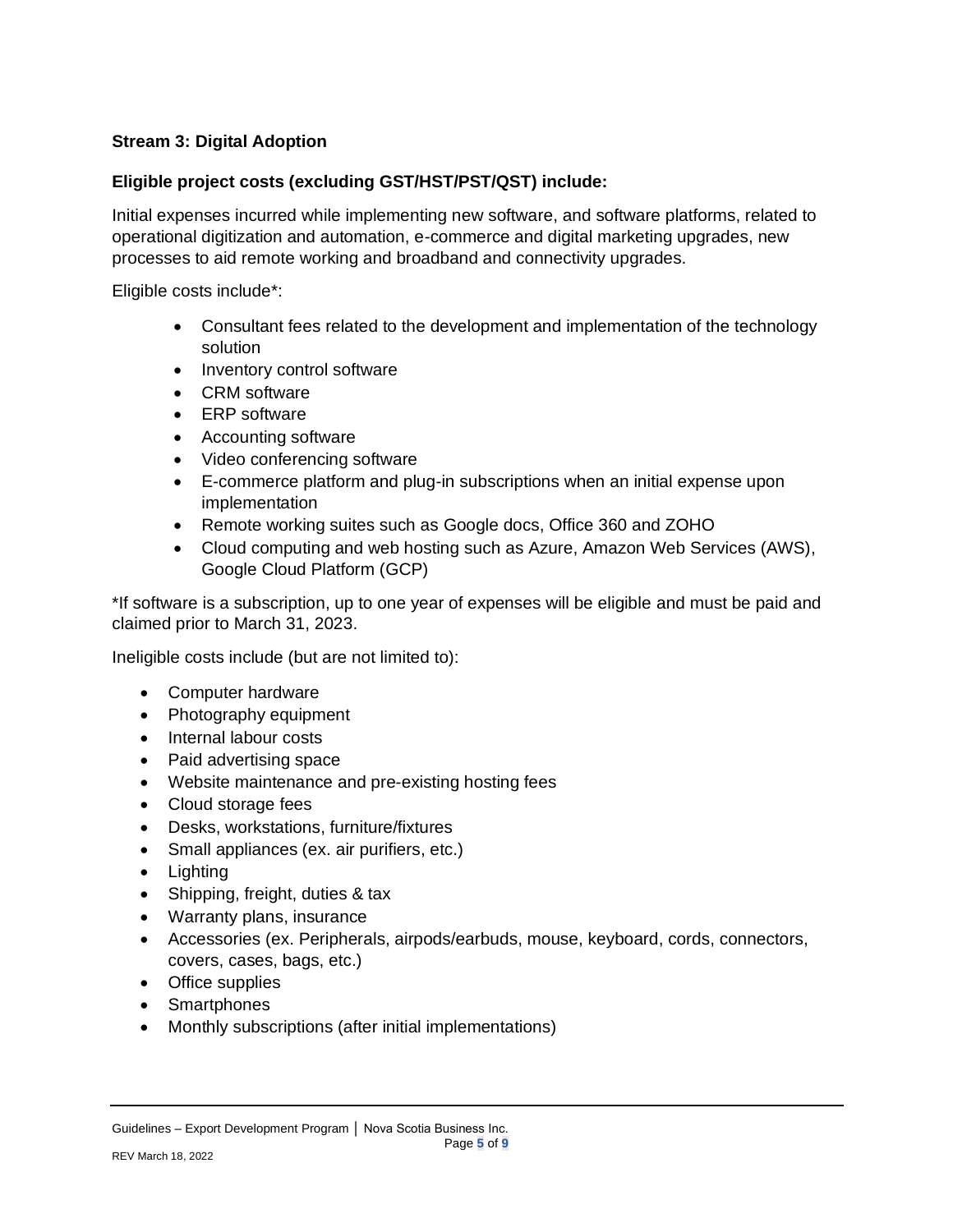**Stream 3: Digital Adoption**

**Eligible project costs (excluding GST/HST/PST/QST) include:**

Initial expenses incurred while implementing new software, and software platforms, related to operational digitization and automation, e-commerce and digital marketing upgrades, new processes to aid remote working and broadband and connectivity upgrades.

Eligible costs include*:

- Consultant fees related to the development and implementation of the technology solution
- Inventory control software
- CRM software
- ERP software
- Accounting software
- Video conferencing software
- E-commerce platform and plug-in subscriptions when an initial expense upon implementation
- Remote working suites such as Google docs, Office 360 and ZOHO
- Cloud computing and web hosting such as Azure, Amazon Web Services (AWS), Google Cloud Platform (GCP)

*If software is a subscription, up to one year of expenses will be eligible and must be paid and claimed prior to March 31, 2023.

Ineligible costs include (but are not limited to):

- Computer hardware
- Photography equipment
- Internal labour costs
- Paid advertising space
- Website maintenance and pre-existing hosting fees
- Cloud storage fees
- Desks, workstations, furniture/fixtures
- Small appliances (ex. air purifiers, etc.)
- Lighting
- Shipping, freight, duties & tax
- Warranty plans, insurance
- Accessories (ex. Peripherals, airpods/earbuds, mouse, keyboard, cords, connectors, covers, cases, bags, etc.)
- Office supplies
- Smartphones
- Monthly subscriptions (after initial implementations)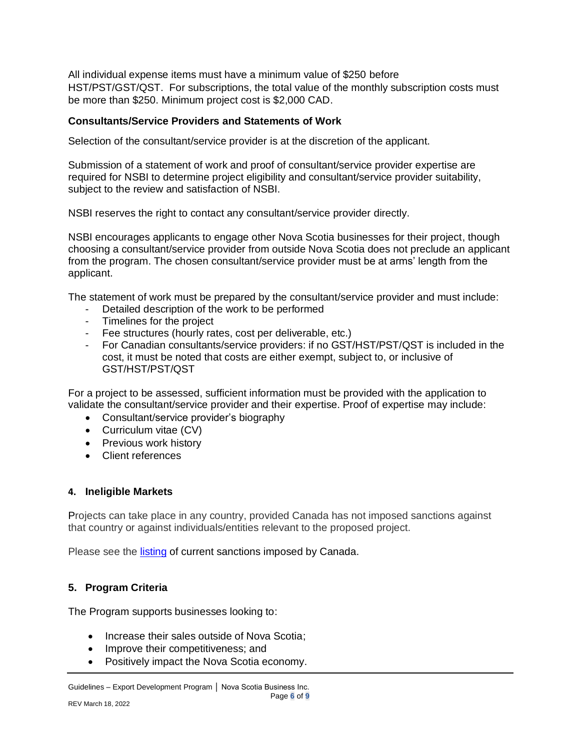All individual expense items must have a minimum value of $250 before HST/PST/GST/QST. For subscriptions, the total value of the monthly subscription costs must be more than $250. Minimum project cost is $2,000 CAD.

**Consultants/Service Providers and Statements of Work**

Selection of the consultant/service provider is at the discretion of the applicant.

Submission of a statement of work and proof of consultant/service provider expertise are required for NSBI to determine project eligibility and consultant/service provider suitability, subject to the review and satisfaction of NSBI.

NSBI reserves the right to contact any consultant/service provider directly.

NSBI encourages applicants to engage other Nova Scotia businesses for their project, though choosing a consultant/service provider from outside Nova Scotia does not preclude an applicant from the program. The chosen consultant/service provider must be at arms' length from the applicant.

The statement of work must be prepared by the consultant/service provider and must include:

- Detailed description of the work to be performed
- Timelines for the project
- Fee structures (hourly rates, cost per deliverable, etc.)
- For Canadian consultants/service providers: if no GST/HST/PST/QST is included in the cost, it must be noted that costs are either exempt, subject to, or inclusive of GST/HST/PST/QST

For a project to be assessed, sufficient information must be provided with the application to validate the consultant/service provider and their expertise. Proof of expertise may include:

- Consultant/service provider's biography
- Curriculum vitae (CV)
- Previous work history
- Client references

## 4. Ineligible Markets

Projects can take place in any country, provided Canada has not imposed sanctions against that country or against individuals/entities relevant to the proposed project.

Please see the listing of current sanctions imposed by Canada.

## 5. Program Criteria

The Program supports businesses looking to:

- Increase their sales outside of Nova Scotia;
- Improve their competitiveness; and
- Positively impact the Nova Scotia economy.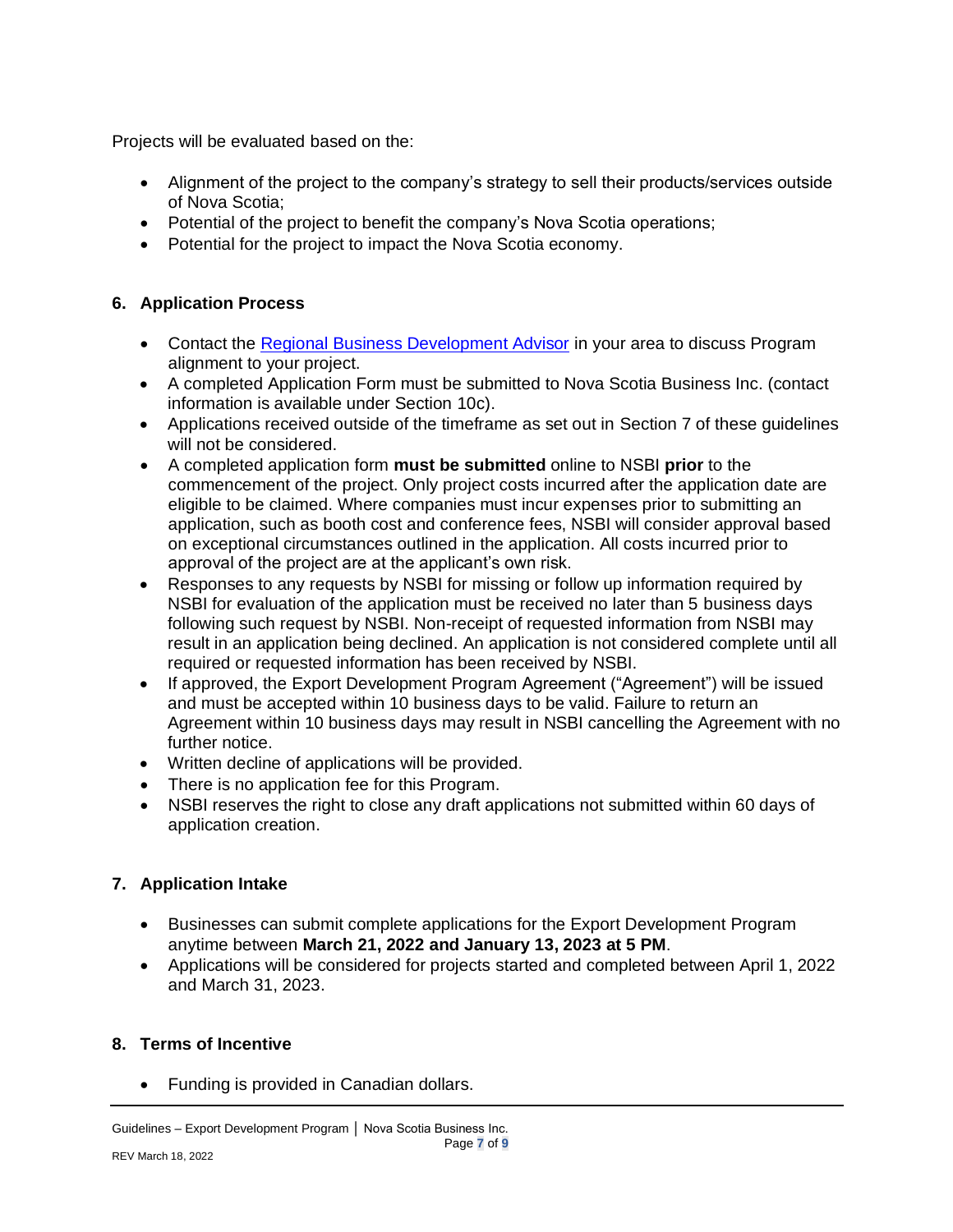Projects will be evaluated based on the:

- Alignment of the project to the company's strategy to sell their products/services outside of Nova Scotia;
- Potential of the project to benefit the company's Nova Scotia operations;
- Potential for the project to impact the Nova Scotia economy.

## 6. Application Process

- Contact the Regional Business Development Advisor in your area to discuss Program alignment to your project.
- A completed Application Form must be submitted to Nova Scotia Business Inc. (contact information is available under Section 10c).
- Applications received outside of the timeframe as set out in Section 7 of these guidelines will not be considered.
- A completed application form **must be submitted** online to NSBI **prior** to the commencement of the project. Only project costs incurred after the application date are eligible to be claimed. Where companies must incur expenses prior to submitting an application, such as booth cost and conference fees, NSBI will consider approval based on exceptional circumstances outlined in the application. All costs incurred prior to approval of the project are at the applicant's own risk.
- Responses to any requests by NSBI for missing or follow up information required by NSBI for evaluation of the application must be received no later than 5 business days following such request by NSBI. Non-receipt of requested information from NSBI may result in an application being declined. An application is not considered complete until all required or requested information has been received by NSBI.
- If approved, the Export Development Program Agreement ("Agreement") will be issued and must be accepted within 10 business days to be valid. Failure to return an Agreement within 10 business days may result in NSBI cancelling the Agreement with no further notice.
- Written decline of applications will be provided.
- There is no application fee for this Program.
- NSBI reserves the right to close any draft applications not submitted within 60 days of application creation.

## 7. Application Intake

- Businesses can submit complete applications for the Export Development Program anytime between **March 21, 2022 and January 13, 2023 at 5 PM**.
- Applications will be considered for projects started and completed between April 1, 2022 and March 31, 2023.

## 8. Terms of Incentive

- Funding is provided in Canadian dollars.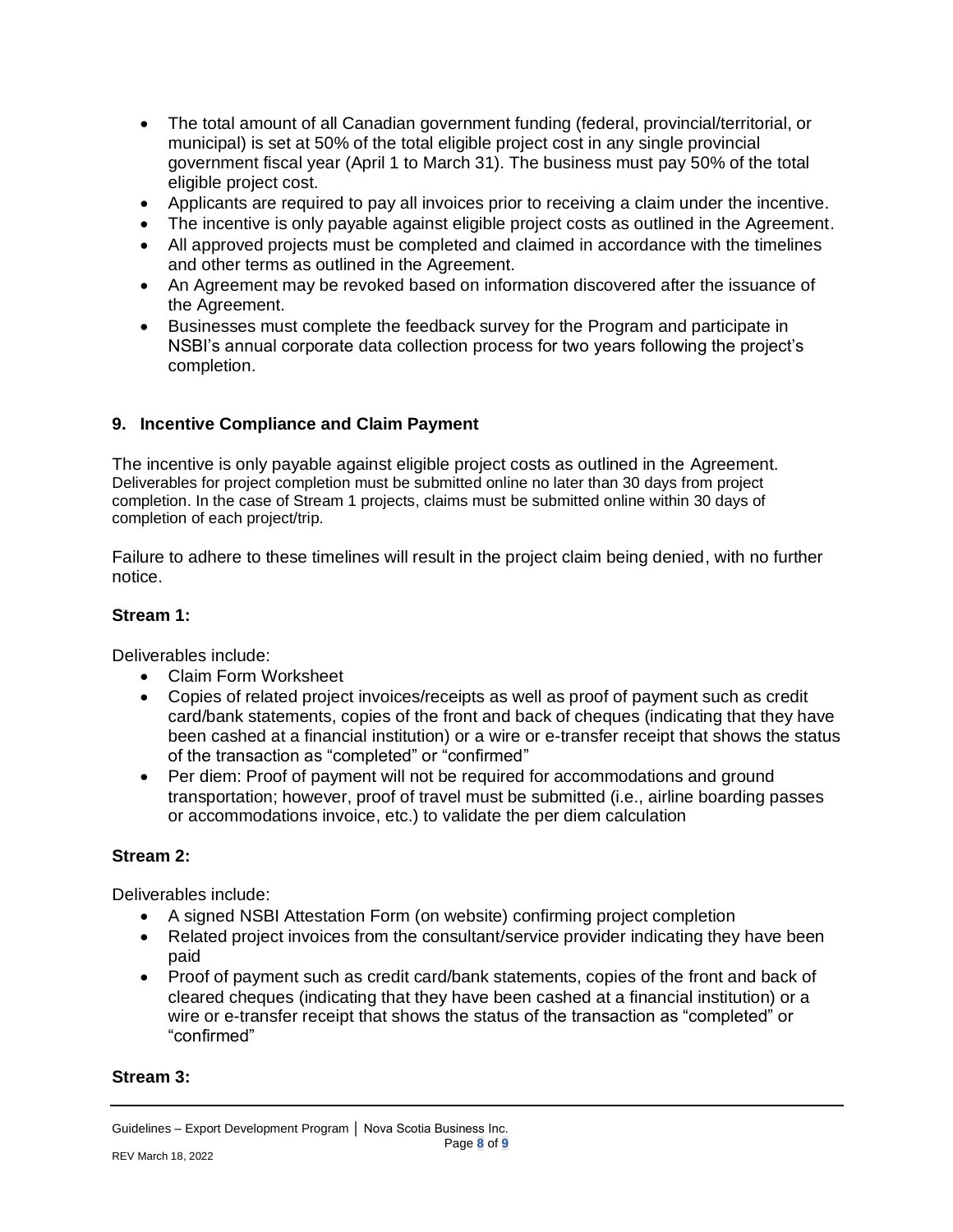- The total amount of all Canadian government funding (federal, provincial/territorial, or municipal) is set at 50% of the total eligible project cost in any single provincial government fiscal year (April 1 to March 31). The business must pay 50% of the total eligible project cost.
- Applicants are required to pay all invoices prior to receiving a claim under the incentive.
- The incentive is only payable against eligible project costs as outlined in the Agreement.
- All approved projects must be completed and claimed in accordance with the timelines and other terms as outlined in the Agreement.
- An Agreement may be revoked based on information discovered after the issuance of the Agreement.
- Businesses must complete the feedback survey for the Program and participate in NSBI's annual corporate data collection process for two years following the project's completion.

## 9. Incentive Compliance and Claim Payment

The incentive is only payable against eligible project costs as outlined in the Agreement. Deliverables for project completion must be submitted online no later than 30 days from project completion. In the case of Stream 1 projects, claims must be submitted online within 30 days of completion of each project/trip.

Failure to adhere to these timelines will result in the project claim being denied, with no further notice.

### Stream 1:

Deliverables include:

- Claim Form Worksheet
- Copies of related project invoices/receipts as well as proof of payment such as credit card/bank statements, copies of the front and back of cheques (indicating that they have been cashed at a financial institution) or a wire or e-transfer receipt that shows the status of the transaction as "completed" or "confirmed"
- Per diem: Proof of payment will not be required for accommodations and ground transportation; however, proof of travel must be submitted (i.e., airline boarding passes or accommodations invoice, etc.) to validate the per diem calculation

### Stream 2:

Deliverables include:

- A signed NSBI Attestation Form (on website) confirming project completion
- Related project invoices from the consultant/service provider indicating they have been paid
- Proof of payment such as credit card/bank statements, copies of the front and back of cleared cheques (indicating that they have been cashed at a financial institution) or a wire or e-transfer receipt that shows the status of the transaction as "completed" or "confirmed"

### Stream 3: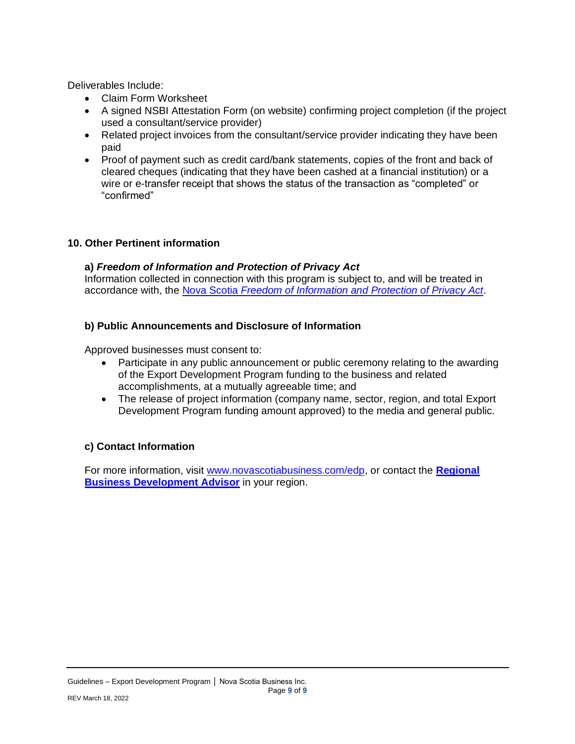Deliverables Include:

- Claim Form Worksheet
- A signed NSBI Attestation Form (on website) confirming project completion (if the project used a consultant/service provider)
- Related project invoices from the consultant/service provider indicating they have been paid
- Proof of payment such as credit card/bank statements, copies of the front and back of cleared cheques (indicating that they have been cashed at a financial institution) or a wire or e-transfer receipt that shows the status of the transaction as "completed" or "confirmed"

## 10. Other Pertinent information

### a) *Freedom of Information and Protection of Privacy Act*

Information collected in connection with this program is subject to, and will be treated in accordance with, the Nova Scotia *Freedom of Information and Protection of Privacy Act*.

### b) Public Announcements and Disclosure of Information

Approved businesses must consent to:

- Participate in any public announcement or public ceremony relating to the awarding of the Export Development Program funding to the business and related accomplishments, at a mutually agreeable time; and
- The release of project information (company name, sector, region, and total Export Development Program funding amount approved) to the media and general public.

### c) Contact Information

For more information, visit www.novascotiabusiness.com/edp, or contact the **Regional Business Development Advisor** in your region.